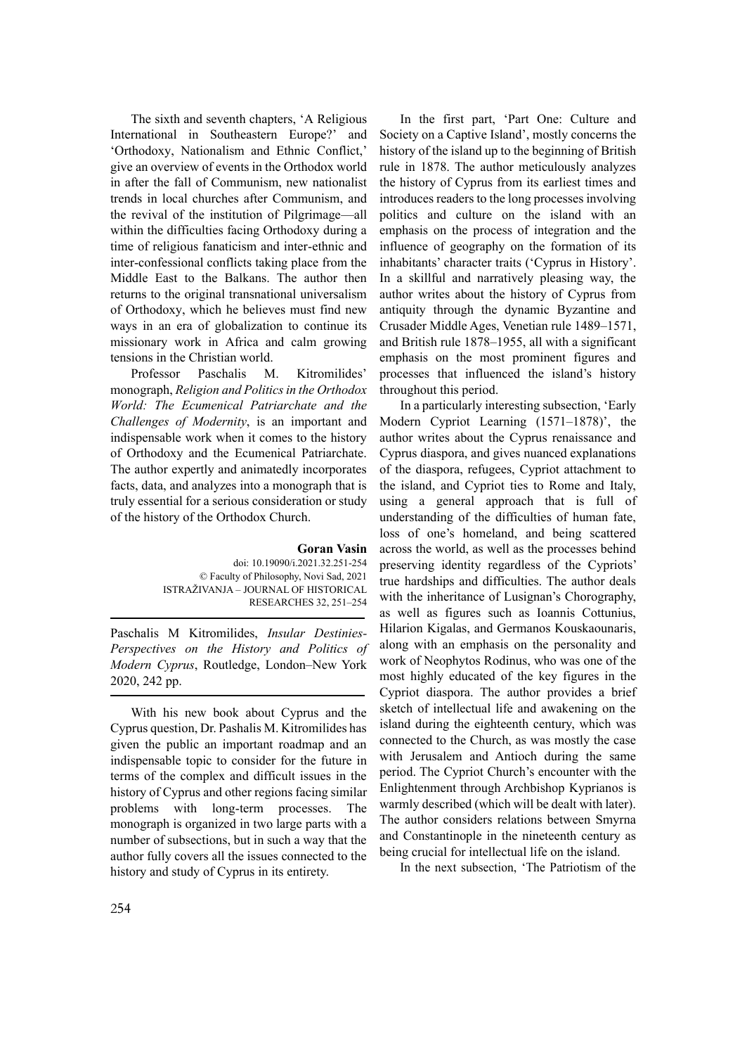The sixth and seventh chapters, 'A Religious International in Southeastern Europe?' and 'Orthodoxy, Nationalism and Ethnic Conflict,' give an overview of events in the Orthodox world in after the fall of Communism, new nationalist trends in local churches after Communism, and the revival of the institution of Pilgrimage—all within the difficulties facing Orthodoxy during a time of religious fanaticism and inter-ethnic and inter-confessional conflicts taking place from the Middle East to the Balkans. The author then returns to the original transnational universalism of Orthodoxy, which he believes must find new ways in an era of globalization to continue its missionary work in Africa and calm growing tensions in the Christian world.

Professor Paschalis M. Kitromilides' monograph, *Religion and Politics in the Orthodox World: The Ecumenical Patriarchate and the Challenges of Modernity*, is an important and indispensable work when it comes to the history of Orthodoxy and the Ecumenical Patriarchate. The author expertly and animatedly incorporates facts, data, and analyzes into a monograph that is truly essential for a serious consideration or study of the history of the Orthodox Church.

**Goran Vasin**

doi: 10.19090/i.2021.32.251-254
© Faculty of Philosophy, Novi Sad, 2021
ISTRAŽIVANJA – JOURNAL OF HISTORICAL RESEARCHES 32, 251–254

---

Paschalis M Kitromilides, *Insular Destinies-Perspectives on the History and Politics of Modern Cyprus*, Routledge, London–New York 2020, 242 pp.

---

With his new book about Cyprus and the Cyprus question, Dr. Pashalis M. Kitromilides has given the public an important roadmap and an indispensable topic to consider for the future in terms of the complex and difficult issues in the history of Cyprus and other regions facing similar problems with long-term processes. The monograph is organized in two large parts with a number of subsections, but in such a way that the author fully covers all the issues connected to the history and study of Cyprus in its entirety.

In the first part, 'Part One: Culture and Society on a Captive Island', mostly concerns the history of the island up to the beginning of British rule in 1878. The author meticulously analyzes the history of Cyprus from its earliest times and introduces readers to the long processes involving politics and culture on the island with an emphasis on the process of integration and the influence of geography on the formation of its inhabitants' character traits ('Cyprus in History'. In a skillful and narratively pleasing way, the author writes about the history of Cyprus from antiquity through the dynamic Byzantine and Crusader Middle Ages, Venetian rule 1489–1571, and British rule 1878–1955, all with a significant emphasis on the most prominent figures and processes that influenced the island's history throughout this period.

In a particularly interesting subsection, 'Early Modern Cypriot Learning (1571–1878)', the author writes about the Cyprus renaissance and Cyprus diaspora, and gives nuanced explanations of the diaspora, refugees, Cypriot attachment to the island, and Cypriot ties to Rome and Italy, using a general approach that is full of understanding of the difficulties of human fate, loss of one's homeland, and being scattered across the world, as well as the processes behind preserving identity regardless of the Cypriots' true hardships and difficulties. The author deals with the inheritance of Lusignan's Chorography, as well as figures such as Ioannis Cottunius, Hilarion Kigalas, and Germanos Kouskaounaris, along with an emphasis on the personality and work of Neophytos Rodinus, who was one of the most highly educated of the key figures in the Cypriot diaspora. The author provides a brief sketch of intellectual life and awakening on the island during the eighteenth century, which was connected to the Church, as was mostly the case with Jerusalem and Antioch during the same period. The Cypriot Church's encounter with the Enlightenment through Archbishop Kyprianos is warmly described (which will be dealt with later). The author considers relations between Smyrna and Constantinople in the nineteenth century as being crucial for intellectual life on the island.

In the next subsection, 'The Patriotism of the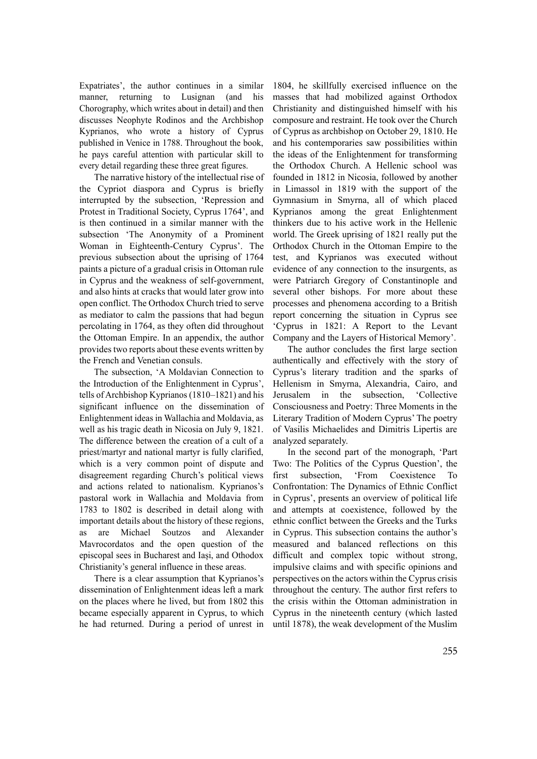Expatriates', the author continues in a similar manner, returning to Lusignan (and his Chorography, which writes about in detail) and then discusses Neophyte Rodinos and the Archbishop Kyprianos, who wrote a history of Cyprus published in Venice in 1788. Throughout the book, he pays careful attention with particular skill to every detail regarding these three great figures.

The narrative history of the intellectual rise of the Cypriot diaspora and Cyprus is briefly interrupted by the subsection, 'Repression and Protest in Traditional Society, Cyprus 1764', and is then continued in a similar manner with the subsection 'The Anonymity of a Prominent Woman in Eighteenth-Century Cyprus'. The previous subsection about the uprising of 1764 paints a picture of a gradual crisis in Ottoman rule in Cyprus and the weakness of self-government, and also hints at cracks that would later grow into open conflict. The Orthodox Church tried to serve as mediator to calm the passions that had begun percolating in 1764, as they often did throughout the Ottoman Empire. In an appendix, the author provides two reports about these events written by the French and Venetian consuls.

The subsection, 'A Moldavian Connection to the Introduction of the Enlightenment in Cyprus', tells of Archbishop Kyprianos (1810–1821) and his significant influence on the dissemination of Enlightenment ideas in Wallachia and Moldavia, as well as his tragic death in Nicosia on July 9, 1821. The difference between the creation of a cult of a priest/martyr and national martyr is fully clarified, which is a very common point of dispute and disagreement regarding Church's political views and actions related to nationalism. Kyprianos's pastoral work in Wallachia and Moldavia from 1783 to 1802 is described in detail along with important details about the history of these regions, as are Michael Soutzos and Alexander Mavrocordatos and the open question of the episcopal sees in Bucharest and Iași, and Othodox Christianity's general influence in these areas.

There is a clear assumption that Kyprianos's dissemination of Enlightenment ideas left a mark on the places where he lived, but from 1802 this became especially apparent in Cyprus, to which he had returned. During a period of unrest in 1804, he skillfully exercised influence on the masses that had mobilized against Orthodox Christianity and distinguished himself with his composure and restraint. He took over the Church of Cyprus as archbishop on October 29, 1810. He and his contemporaries saw possibilities within the ideas of the Enlightenment for transforming the Orthodox Church. A Hellenic school was founded in 1812 in Nicosia, followed by another in Limassol in 1819 with the support of the Gymnasium in Smyrna, all of which placed Kyprianos among the great Enlightenment thinkers due to his active work in the Hellenic world. The Greek uprising of 1821 really put the Orthodox Church in the Ottoman Empire to the test, and Kyprianos was executed without evidence of any connection to the insurgents, as were Patriarch Gregory of Constantinople and several other bishops. For more about these processes and phenomena according to a British report concerning the situation in Cyprus see 'Cyprus in 1821: A Report to the Levant Company and the Layers of Historical Memory'.

The author concludes the first large section authentically and effectively with the story of Cyprus's literary tradition and the sparks of Hellenism in Smyrna, Alexandria, Cairo, and Jerusalem in the subsection, 'Collective Consciousness and Poetry: Three Moments in the Literary Tradition of Modern Cyprus' The poetry of Vasilis Michaelides and Dimitris Lipertis are analyzed separately.

In the second part of the monograph, 'Part Two: The Politics of the Cyprus Question', the first subsection, 'From Coexistence To Confrontation: The Dynamics of Ethnic Conflict in Cyprus', presents an overview of political life and attempts at coexistence, followed by the ethnic conflict between the Greeks and the Turks in Cyprus. This subsection contains the author's measured and balanced reflections on this difficult and complex topic without strong, impulsive claims and with specific opinions and perspectives on the actors within the Cyprus crisis throughout the century. The author first refers to the crisis within the Ottoman administration in Cyprus in the nineteenth century (which lasted until 1878), the weak development of the Muslim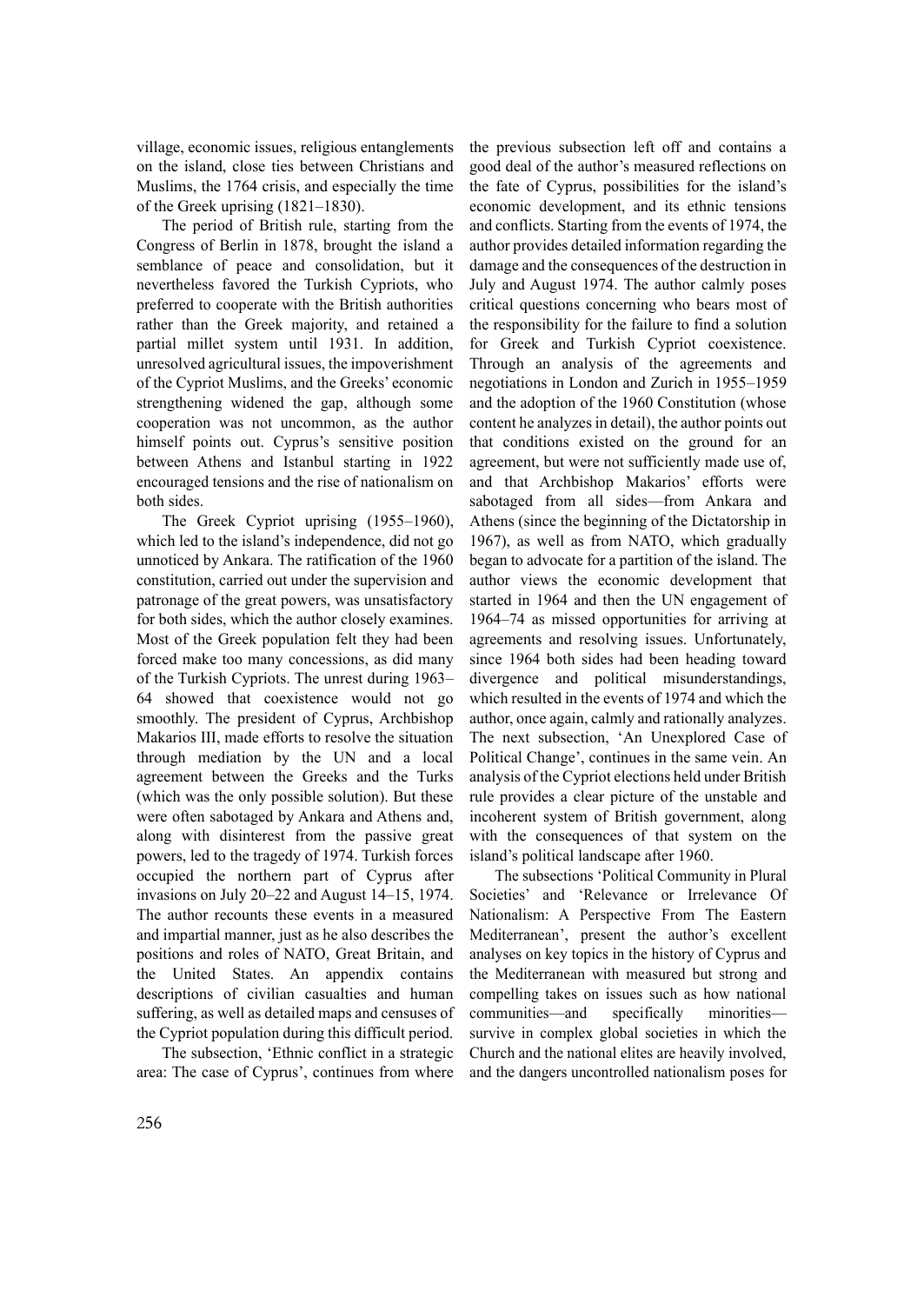village, economic issues, religious entanglements on the island, close ties between Christians and Muslims, the 1764 crisis, and especially the time of the Greek uprising (1821–1830).

The period of British rule, starting from the Congress of Berlin in 1878, brought the island a semblance of peace and consolidation, but it nevertheless favored the Turkish Cypriots, who preferred to cooperate with the British authorities rather than the Greek majority, and retained a partial millet system until 1931. In addition, unresolved agricultural issues, the impoverishment of the Cypriot Muslims, and the Greeks' economic strengthening widened the gap, although some cooperation was not uncommon, as the author himself points out. Cyprus's sensitive position between Athens and Istanbul starting in 1922 encouraged tensions and the rise of nationalism on both sides.

The Greek Cypriot uprising (1955–1960), which led to the island's independence, did not go unnoticed by Ankara. The ratification of the 1960 constitution, carried out under the supervision and patronage of the great powers, was unsatisfactory for both sides, which the author closely examines. Most of the Greek population felt they had been forced make too many concessions, as did many of the Turkish Cypriots. The unrest during 1963–64 showed that coexistence would not go smoothly. The president of Cyprus, Archbishop Makarios III, made efforts to resolve the situation through mediation by the UN and a local agreement between the Greeks and the Turks (which was the only possible solution). But these were often sabotaged by Ankara and Athens and, along with disinterest from the passive great powers, led to the tragedy of 1974. Turkish forces occupied the northern part of Cyprus after invasions on July 20–22 and August 14–15, 1974. The author recounts these events in a measured and impartial manner, just as he also describes the positions and roles of NATO, Great Britain, and the United States. An appendix contains descriptions of civilian casualties and human suffering, as well as detailed maps and censuses of the Cypriot population during this difficult period.

The subsection, 'Ethnic conflict in a strategic area: The case of Cyprus', continues from where the previous subsection left off and contains a good deal of the author's measured reflections on the fate of Cyprus, possibilities for the island's economic development, and its ethnic tensions and conflicts. Starting from the events of 1974, the author provides detailed information regarding the damage and the consequences of the destruction in July and August 1974. The author calmly poses critical questions concerning who bears most of the responsibility for the failure to find a solution for Greek and Turkish Cypriot coexistence. Through an analysis of the agreements and negotiations in London and Zurich in 1955–1959 and the adoption of the 1960 Constitution (whose content he analyzes in detail), the author points out that conditions existed on the ground for an agreement, but were not sufficiently made use of, and that Archbishop Makarios' efforts were sabotaged from all sides—from Ankara and Athens (since the beginning of the Dictatorship in 1967), as well as from NATO, which gradually began to advocate for a partition of the island. The author views the economic development that started in 1964 and then the UN engagement of 1964–74 as missed opportunities for arriving at agreements and resolving issues. Unfortunately, since 1964 both sides had been heading toward divergence and political misunderstandings, which resulted in the events of 1974 and which the author, once again, calmly and rationally analyzes. The next subsection, 'An Unexplored Case of Political Change', continues in the same vein. An analysis of the Cypriot elections held under British rule provides a clear picture of the unstable and incoherent system of British government, along with the consequences of that system on the island's political landscape after 1960.

The subsections 'Political Community in Plural Societies' and 'Relevance or Irrelevance Of Nationalism: A Perspective From The Eastern Mediterranean', present the author's excellent analyses on key topics in the history of Cyprus and the Mediterranean with measured but strong and compelling takes on issues such as how national communities—and specifically minorities—survive in complex global societies in which the Church and the national elites are heavily involved, and the dangers uncontrolled nationalism poses for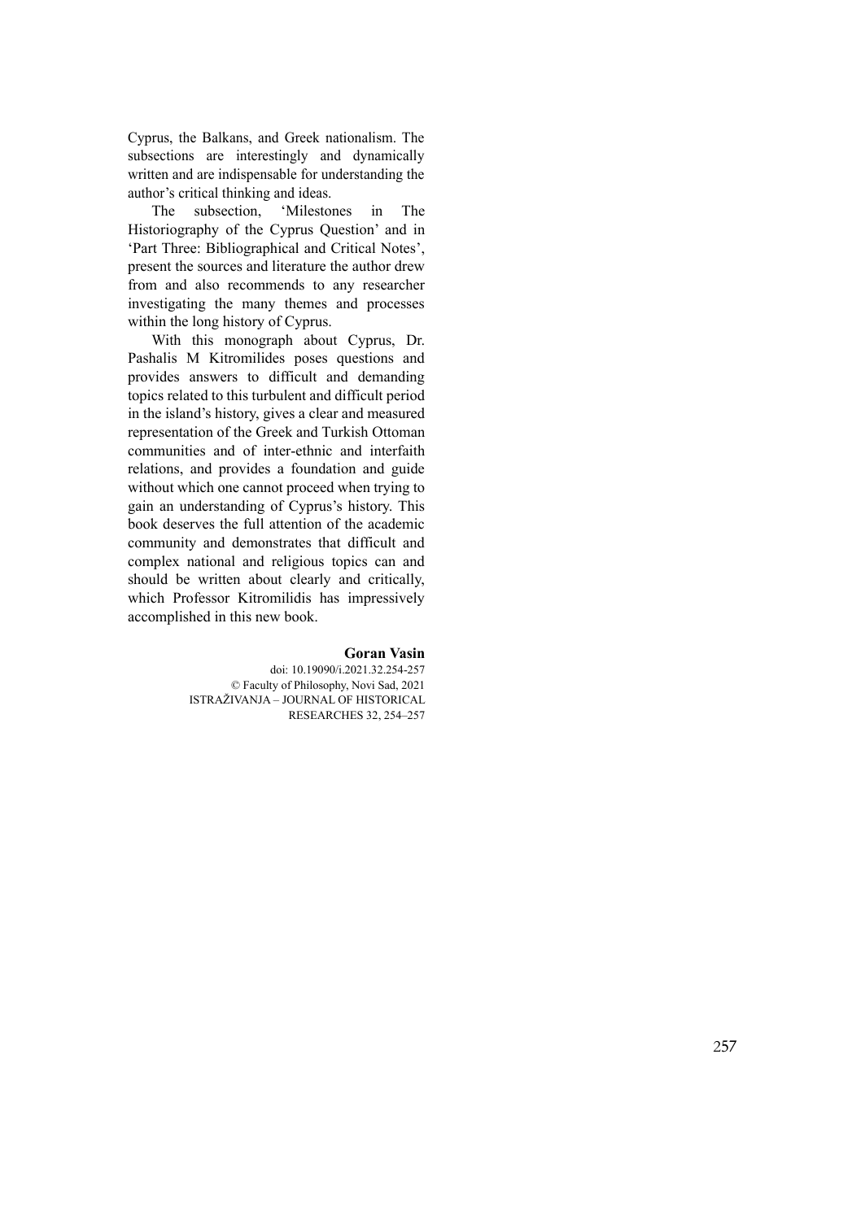Cyprus, the Balkans, and Greek nationalism. The subsections are interestingly and dynamically written and are indispensable for understanding the author's critical thinking and ideas.

The subsection, 'Milestones in The Historiography of the Cyprus Question' and in 'Part Three: Bibliographical and Critical Notes', present the sources and literature the author drew from and also recommends to any researcher investigating the many themes and processes within the long history of Cyprus.

With this monograph about Cyprus, Dr. Pashalis M Kitromilides poses questions and provides answers to difficult and demanding topics related to this turbulent and difficult period in the island's history, gives a clear and measured representation of the Greek and Turkish Ottoman communities and of inter-ethnic and interfaith relations, and provides a foundation and guide without which one cannot proceed when trying to gain an understanding of Cyprus's history. This book deserves the full attention of the academic community and demonstrates that difficult and complex national and religious topics can and should be written about clearly and critically, which Professor Kitromilidis has impressively accomplished in this new book.

**Goran Vasin**

doi: 10.19090/i.2021.32.254-257
© Faculty of Philosophy, Novi Sad, 2021
ISTRAŽIVANJA – JOURNAL OF HISTORICAL RESEARCHES 32, 254–257